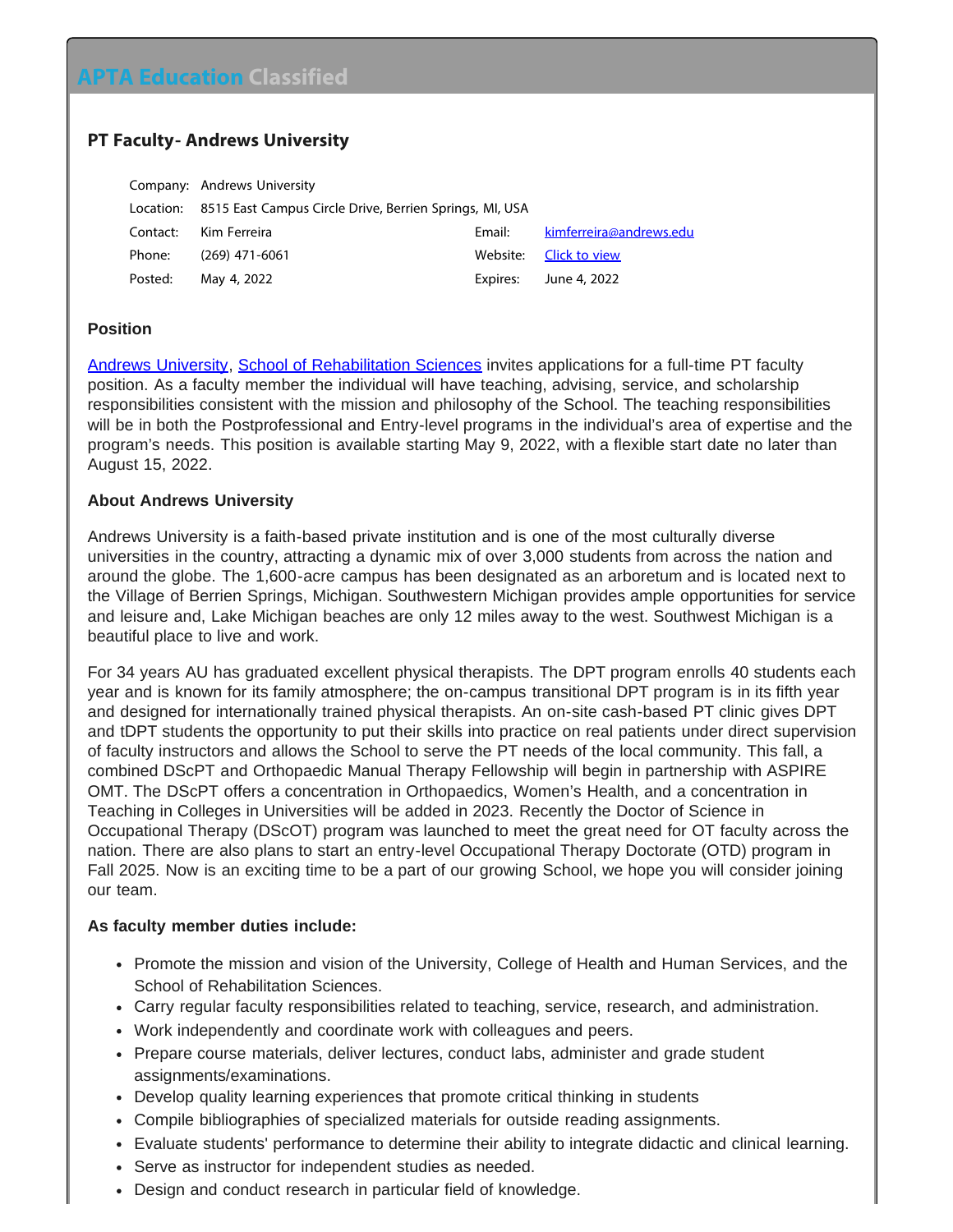# APTA Education Classified

## PT Faculty- Andrews University

| | | | |
|---|---|---|---|
| Company: | Andrews University | | |
| Location: | 8515 East Campus Circle Drive, Berrien Springs, MI, USA | | |
| Contact: | Kim Ferreira | Email: | kimferreira@andrews.edu |
| Phone: | (269) 471-6061 | Website: | Click to view |
| Posted: | May 4, 2022 | Expires: | June 4, 2022 |

### Position

Andrews University, School of Rehabilitation Sciences invites applications for a full-time PT faculty position. As a faculty member the individual will have teaching, advising, service, and scholarship responsibilities consistent with the mission and philosophy of the School. The teaching responsibilities will be in both the Postprofessional and Entry-level programs in the individual's area of expertise and the program's needs. This position is available starting May 9, 2022, with a flexible start date no later than August 15, 2022.

### About Andrews University

Andrews University is a faith-based private institution and is one of the most culturally diverse universities in the country, attracting a dynamic mix of over 3,000 students from across the nation and around the globe. The 1,600-acre campus has been designated as an arboretum and is located next to the Village of Berrien Springs, Michigan. Southwestern Michigan provides ample opportunities for service and leisure and, Lake Michigan beaches are only 12 miles away to the west. Southwest Michigan is a beautiful place to live and work.

For 34 years AU has graduated excellent physical therapists. The DPT program enrolls 40 students each year and is known for its family atmosphere; the on-campus transitional DPT program is in its fifth year and designed for internationally trained physical therapists. An on-site cash-based PT clinic gives DPT and tDPT students the opportunity to put their skills into practice on real patients under direct supervision of faculty instructors and allows the School to serve the PT needs of the local community. This fall, a combined DScPT and Orthopaedic Manual Therapy Fellowship will begin in partnership with ASPIRE OMT. The DScPT offers a concentration in Orthopaedics, Women's Health, and a concentration in Teaching in Colleges in Universities will be added in 2023. Recently the Doctor of Science in Occupational Therapy (DScOT) program was launched to meet the great need for OT faculty across the nation. There are also plans to start an entry-level Occupational Therapy Doctorate (OTD) program in Fall 2025. Now is an exciting time to be a part of our growing School, we hope you will consider joining our team.

### As faculty member duties include:

- Promote the mission and vision of the University, College of Health and Human Services, and the School of Rehabilitation Sciences.
- Carry regular faculty responsibilities related to teaching, service, research, and administration.
- Work independently and coordinate work with colleagues and peers.
- Prepare course materials, deliver lectures, conduct labs, administer and grade student assignments/examinations.
- Develop quality learning experiences that promote critical thinking in students
- Compile bibliographies of specialized materials for outside reading assignments.
- Evaluate students' performance to determine their ability to integrate didactic and clinical learning.
- Serve as instructor for independent studies as needed.
- Design and conduct research in particular field of knowledge.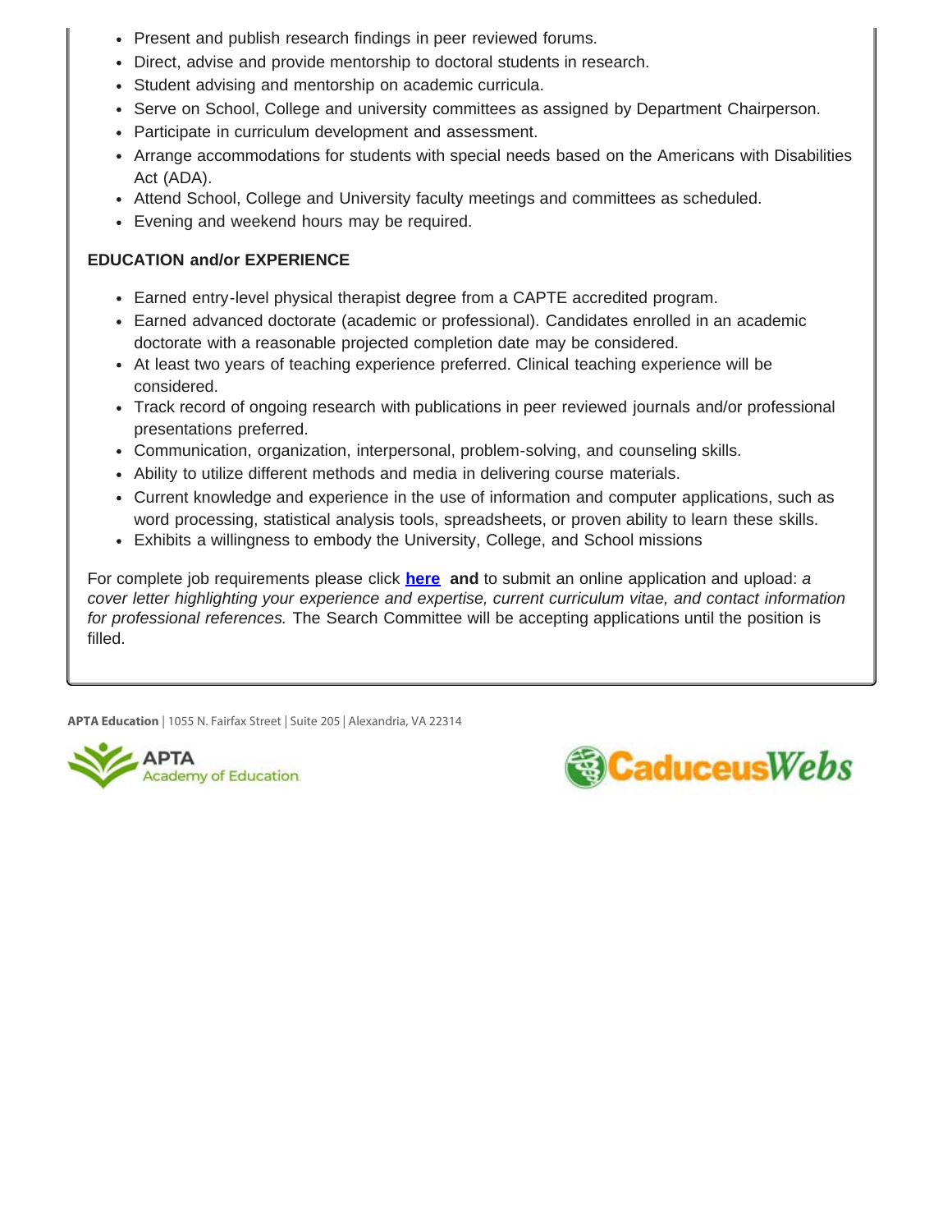- Present and publish research findings in peer reviewed forums.
- Direct, advise and provide mentorship to doctoral students in research.
- Student advising and mentorship on academic curricula.
- Serve on School, College and university committees as assigned by Department Chairperson.
- Participate in curriculum development and assessment.
- Arrange accommodations for students with special needs based on the Americans with Disabilities Act (ADA).
- Attend School, College and University faculty meetings and committees as scheduled.
- Evening and weekend hours may be required.

**EDUCATION and/or EXPERIENCE**

- Earned entry-level physical therapist degree from a CAPTE accredited program.
- Earned advanced doctorate (academic or professional). Candidates enrolled in an academic doctorate with a reasonable projected completion date may be considered.
- At least two years of teaching experience preferred. Clinical teaching experience will be considered.
- Track record of ongoing research with publications in peer reviewed journals and/or professional presentations preferred.
- Communication, organization, interpersonal, problem-solving, and counseling skills.
- Ability to utilize different methods and media in delivering course materials.
- Current knowledge and experience in the use of information and computer applications, such as word processing, statistical analysis tools, spreadsheets, or proven ability to learn these skills.
- Exhibits a willingness to embody the University, College, and School missions

For complete job requirements please click **here** **and** to submit an online application and upload: *a cover letter highlighting your experience and expertise, current curriculum vitae, and contact information for professional references.* The Search Committee will be accepting applications until the position is filled.

**APTA Education** | 1055 N. Fairfax Street | Suite 205 | Alexandria, VA 22314

APTA Academy of Education

CaduceusWebs